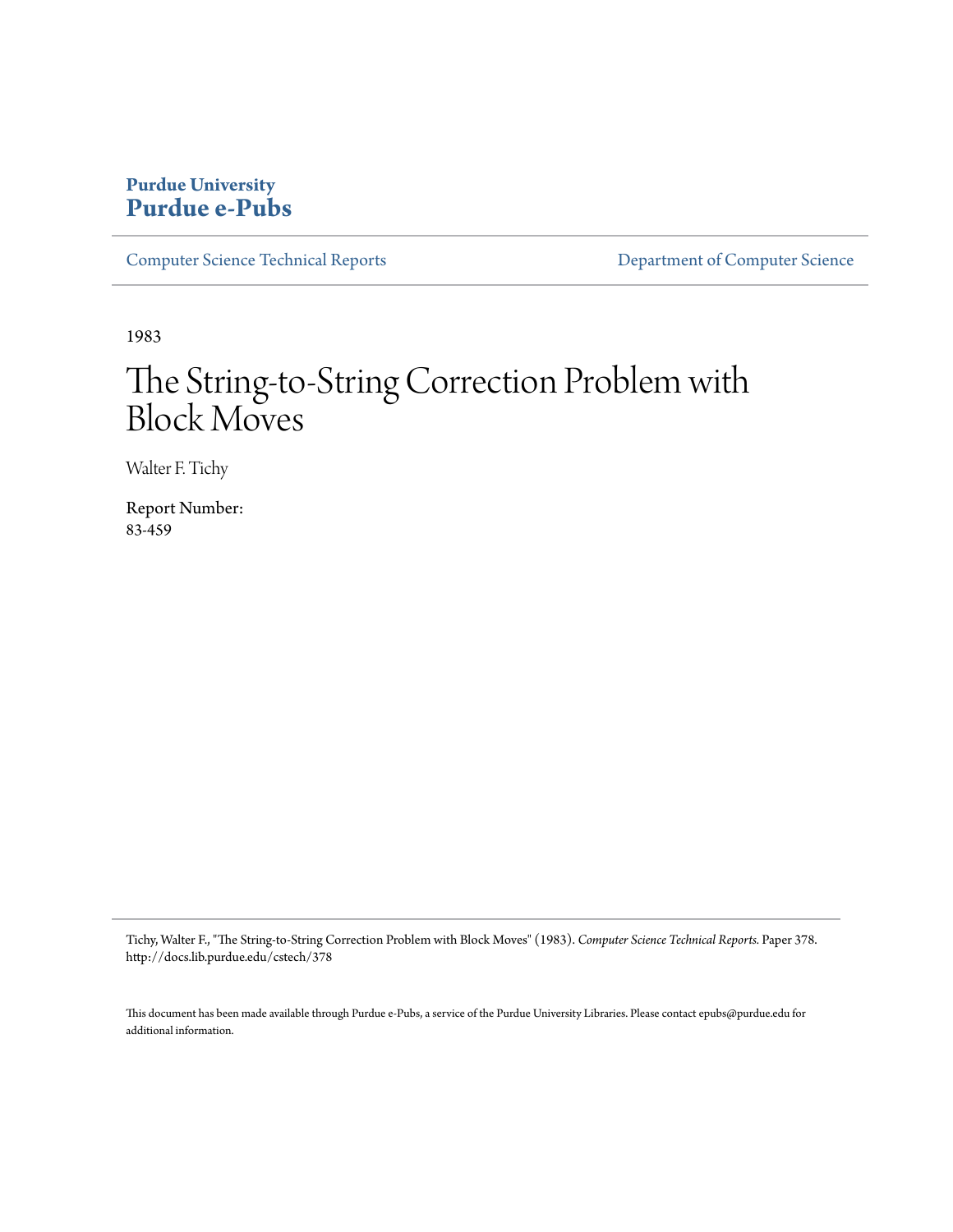**Purdue University**
**Purdue e-Pubs**

Computer Science Technical Reports — Department of Computer Science

1983

# The String-to-String Correction Problem with Block Moves

Walter F. Tichy

Report Number:
83-459

Tichy, Walter F., "The String-to-String Correction Problem with Block Moves" (1983). *Computer Science Technical Reports.* Paper 378.
http://docs.lib.purdue.edu/cstech/378

This document has been made available through Purdue e-Pubs, a service of the Purdue University Libraries. Please contact epubs@purdue.edu for additional information.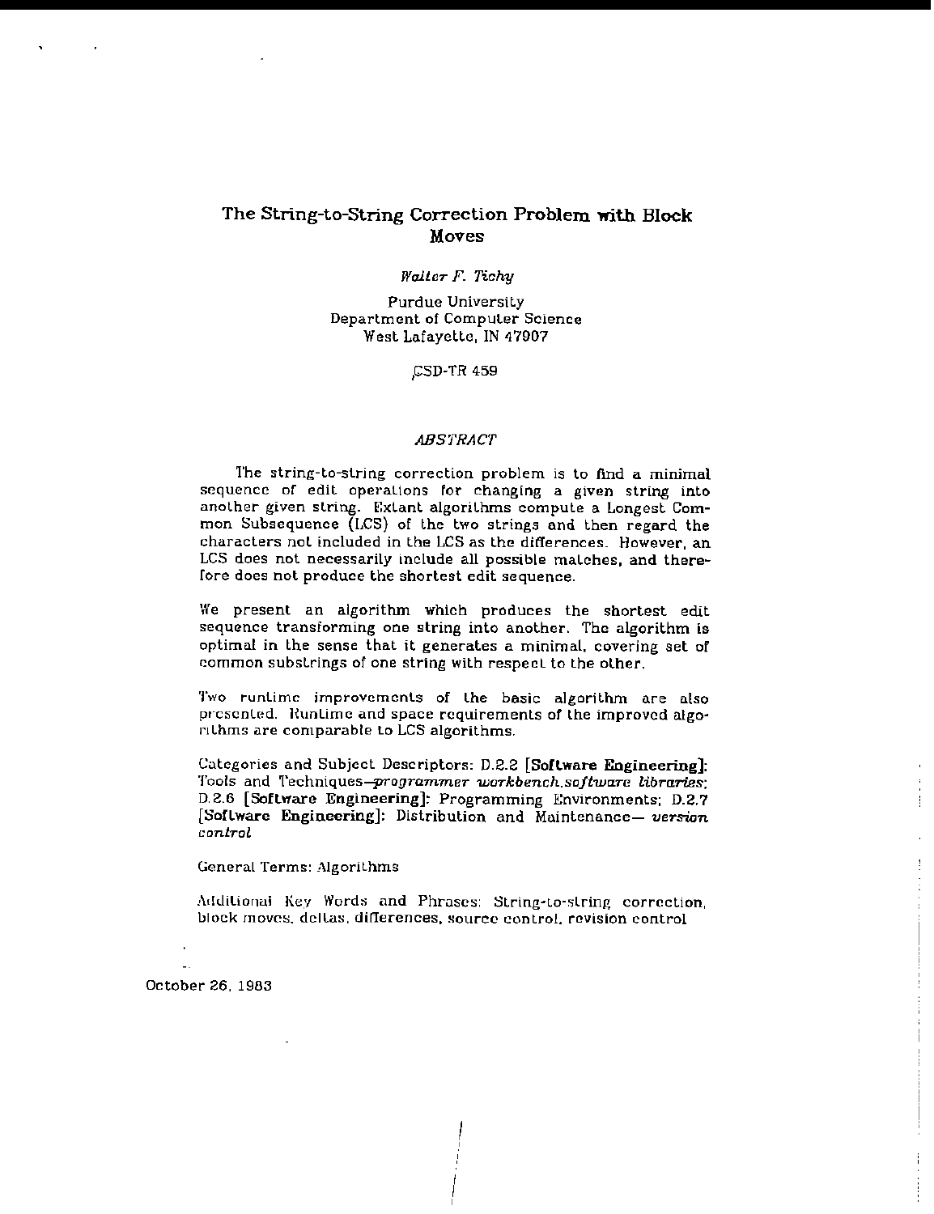# The String-to-String Correction Problem with Block Moves

*Walter F. Tichy*

Purdue University
Department of Computer Science
West Lafayette, IN 47907

CSD-TR 459

## *ABSTRACT*

The string-to-string correction problem is to find a minimal sequence of edit operations for changing a given string into another given string. Extant algorithms compute a Longest Common Subsequence (LCS) of the two strings and then regard the characters not included in the LCS as the differences. However, an LCS does not necessarily include all possible matches, and therefore does not produce the shortest edit sequence.

We present an algorithm which produces the shortest edit sequence transforming one string into another. The algorithm is optimal in the sense that it generates a minimal, covering set of common substrings of one string with respect to the other.

Two runtime improvements of the basic algorithm are also presented. Runtime and space requirements of the improved algorithms are comparable to LCS algorithms.

Categories and Subject Descriptors: D.2.2 [**Software Engineering**]: Tools and Techniques—*programmer workbench.software libraries*; D.2.6 [**Software Engineering**]: Programming Environments; D.2.7 [**Software Engineering**]: Distribution and Maintenance— *version control*

General Terms: Algorithms

Additional Key Words and Phrases: String-to-string correction, block moves, deltas, differences, source control, revision control

October 26, 1983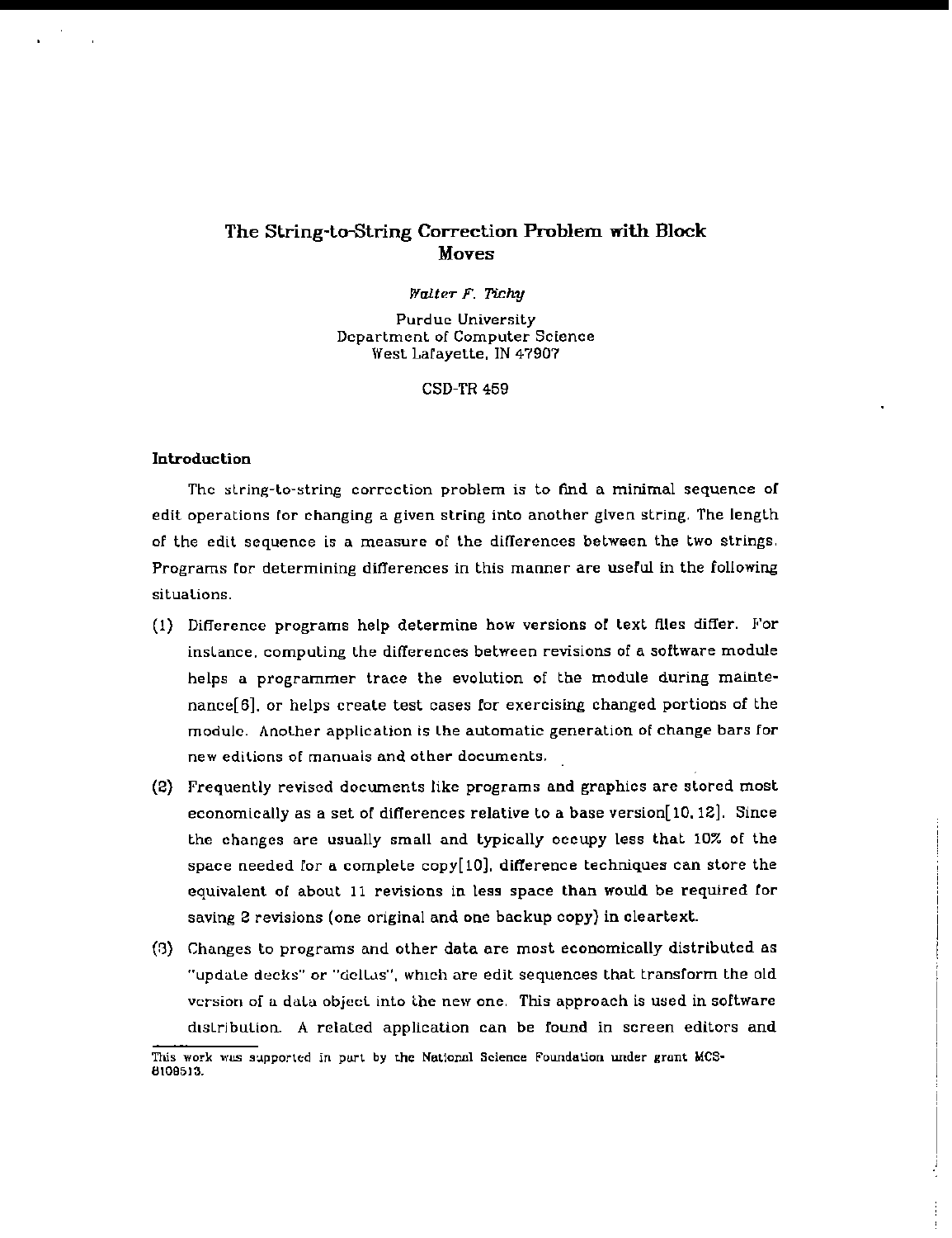# The String-to-String Correction Problem with Block Moves

*Walter F. Tichy*

Purdue University
Department of Computer Science
West Lafayette, IN 47907

CSD-TR 459

### Introduction

The string-to-string correction problem is to find a minimal sequence of edit operations for changing a given string into another given string. The length of the edit sequence is a measure of the differences between the two strings. Programs for determining differences in this manner are useful in the following situations.

(1) Difference programs help determine how versions of text files differ. For instance, computing the differences between revisions of a software module helps a programmer trace the evolution of the module during maintenance[6], or helps create test cases for exercising changed portions of the module. Another application is the automatic generation of change bars for new editions of manuals and other documents.

(2) Frequently revised documents like programs and graphics are stored most economically as a set of differences relative to a base version[10, 12]. Since the changes are usually small and typically occupy less that 10% of the space needed for a complete copy[10], difference techniques can store the equivalent of about 11 revisions in less space than would be required for saving 2 revisions (one original and one backup copy) in cleartext.

(3) Changes to programs and other data are most economically distributed as "update decks" or "deltas", which are edit sequences that transform the old version of a data object into the new one. This approach is used in software distribution. A related application can be found in screen editors and

---

This work was supported in part by the National Science Foundation under grant MCS-8109513.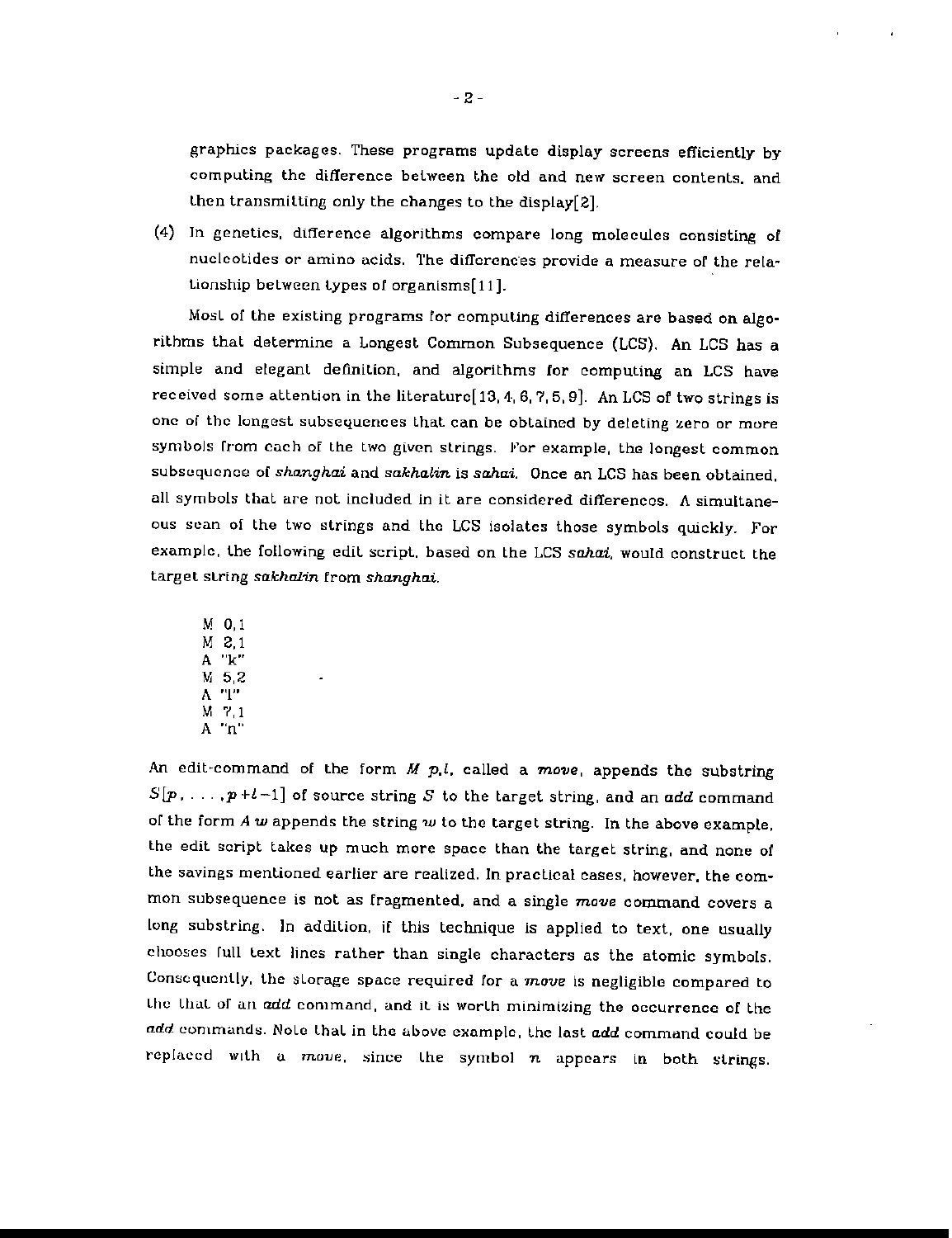graphics packages. These programs update display screens efficiently by computing the difference between the old and new screen contents, and then transmitting only the changes to the display[2].

(4) In genetics, difference algorithms compare long molecules consisting of nucleotides or amino acids. The differences provide a measure of the relationship between types of organisms[11].

Most of the existing programs for computing differences are based on algorithms that determine a Longest Common Subsequence (LCS). An LCS has a simple and elegant definition, and algorithms for computing an LCS have received some attention in the literature[13, 4, 6, 7, 5, 9]. An LCS of two strings is one of the longest subsequences that can be obtained by deleting zero or more symbols from each of the two given strings. For example, the longest common subsequence of *shanghai* and *sakhalin* is *sahai*. Once an LCS has been obtained, all symbols that are not included in it are considered differences. A simultaneous scan of the two strings and the LCS isolates those symbols quickly. For example, the following edit script, based on the LCS *sahai*, would construct the target string *sakhalin* from *shanghai*.

```
M 0,1
M 2,1
A "k"
M 5,2
A "l"
M 7,1
A "n"
```

An edit-command of the form $M\ p,l$, called a *move*, appends the substring $S[p, \ldots, p+l-1]$ of source string $S$ to the target string, and an *add* command of the form $A\ w$ appends the string $w$ to the target string. In the above example, the edit script takes up much more space than the target string, and none of the savings mentioned earlier are realized. In practical cases, however, the common subsequence is not as fragmented, and a single *move* command covers a long substring. In addition, if this technique is applied to text, one usually chooses full text lines rather than single characters as the atomic symbols. Consequently, the storage space required for a *move* is negligible compared to the that of an *add* command, and it is worth minimizing the occurrence of the *add* commands. Note that in the above example, the last *add* command could be replaced with a *move*, since the symbol $n$ appears in both strings.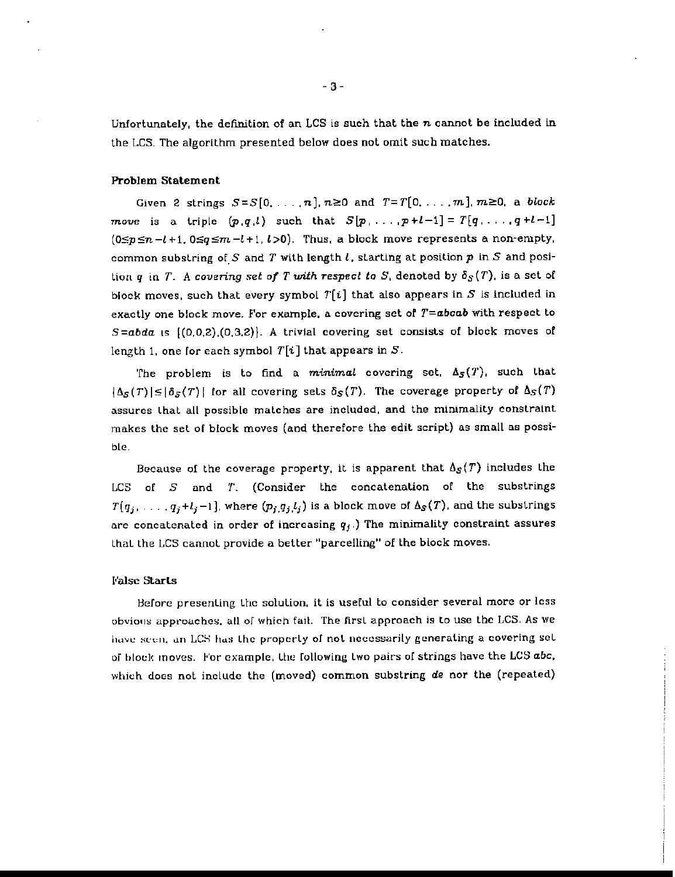Unfortunately, the definition of an LCS is such that the $n$ cannot be included in the LCS. The algorithm presented below does not omit such matches.

### Problem Statement

Given 2 strings $S=S[0,\ldots,n]$, $n\geq 0$ and $T=T[0,\ldots,m]$, $m\geq 0$, a *block move* is a triple $(p,q,l)$ such that $S[p,\ldots,p+l-1]=T[q,\ldots,q+l-1]$ $(0\leq p\leq n-l+1,\ 0\leq q\leq m-l+1,\ l>0)$. Thus, a block move represents a non-empty, common substring of $S$ and $T$ with length $l$, starting at position $p$ in $S$ and position $q$ in $T$. A *covering set of T with respect to S*, denoted by $\delta_S(T)$, is a set of block moves, such that every symbol $T[i]$ that also appears in $S$ is included in exactly one block move. For example, a covering set of $T=abcab$ with respect to $S=abda$ is $\{(0,0,2),(0,3,2)\}$. A trivial covering set consists of block moves of length 1, one for each symbol $T[i]$ that appears in $S$.

The problem is to find a *minimal* covering set, $\Delta_S(T)$, such that $|\Delta_S(T)|\leq|\delta_S(T)|$ for all covering sets $\delta_S(T)$. The coverage property of $\Delta_S(T)$ assures that all possible matches are included, and the minimality constraint makes the set of block moves (and therefore the edit script) as small as possible.

Because of the coverage property, it is apparent that $\Delta_S(T)$ includes the LCS of $S$ and $T$. (Consider the concatenation of the substrings $T[q_j,\ldots,q_j+l_j-1]$, where $(p_j,q_j,l_j)$ is a block move of $\Delta_S(T)$, and the substrings are concatenated in order of increasing $q_j$.) The minimality constraint assures that the LCS cannot provide a better "parcelling" of the block moves.

### False Starts

Before presenting the solution, it is useful to consider several more or less obvious approaches, all of which fail. The first approach is to use the LCS. As we have seen, an LCS has the property of not necessarily generating a covering set of block moves. For example, the following two pairs of strings have the LCS $abc$, which does not include the (moved) common substring $de$ nor the (repeated)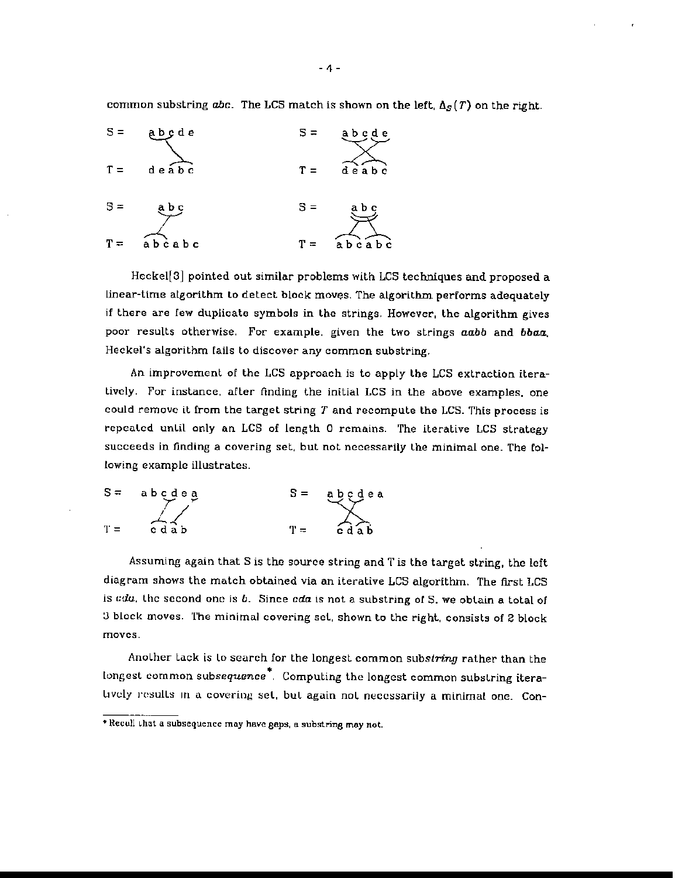common substring *abc*. The LCS match is shown on the left, $\Delta_S(T)$ on the right.

```
S =   a b c d e                S =   a b c d e

T =   d e a b c                T =   d e a b c


S =     a b c                  S =     a b c

T =   a b c a b c              T =   a b c a b c
```

Heckel[3] pointed out similar problems with LCS techniques and proposed a linear-time algorithm to detect block moves. The algorithm performs adequately if there are few duplicate symbols in the strings. However, the algorithm gives poor results otherwise. For example, given the two strings *aabb* and *bbaa*, Heckel's algorithm fails to discover any common substring.

An improvement of the LCS approach is to apply the LCS extraction iteratively. For instance, after finding the initial LCS in the above examples, one could remove it from the target string $T$ and recompute the LCS. This process is repeated until only an LCS of length 0 remains. The iterative LCS strategy succeeds in finding a covering set, but not necessarily the minimal one. The following example illustrates.

```
S =   a b c d e a              S =   a b c d e a

T =     c d a b                T =     c d a b
```

Assuming again that S is the source string and T is the target string, the left diagram shows the match obtained via an iterative LCS algorithm. The first LCS is *cda*, the second one is *b*. Since *cda* is not a substring of S, we obtain a total of 3 block moves. The minimal covering set, shown to the right, consists of 2 block moves.

Another tack is to search for the longest common sub*string* rather than the longest common sub*sequence*\*. Computing the longest common substring iteratively results in a covering set, but again not necessarily a minimal one. Con-

---

\* Recall that a subsequence may have gaps, a substring may not.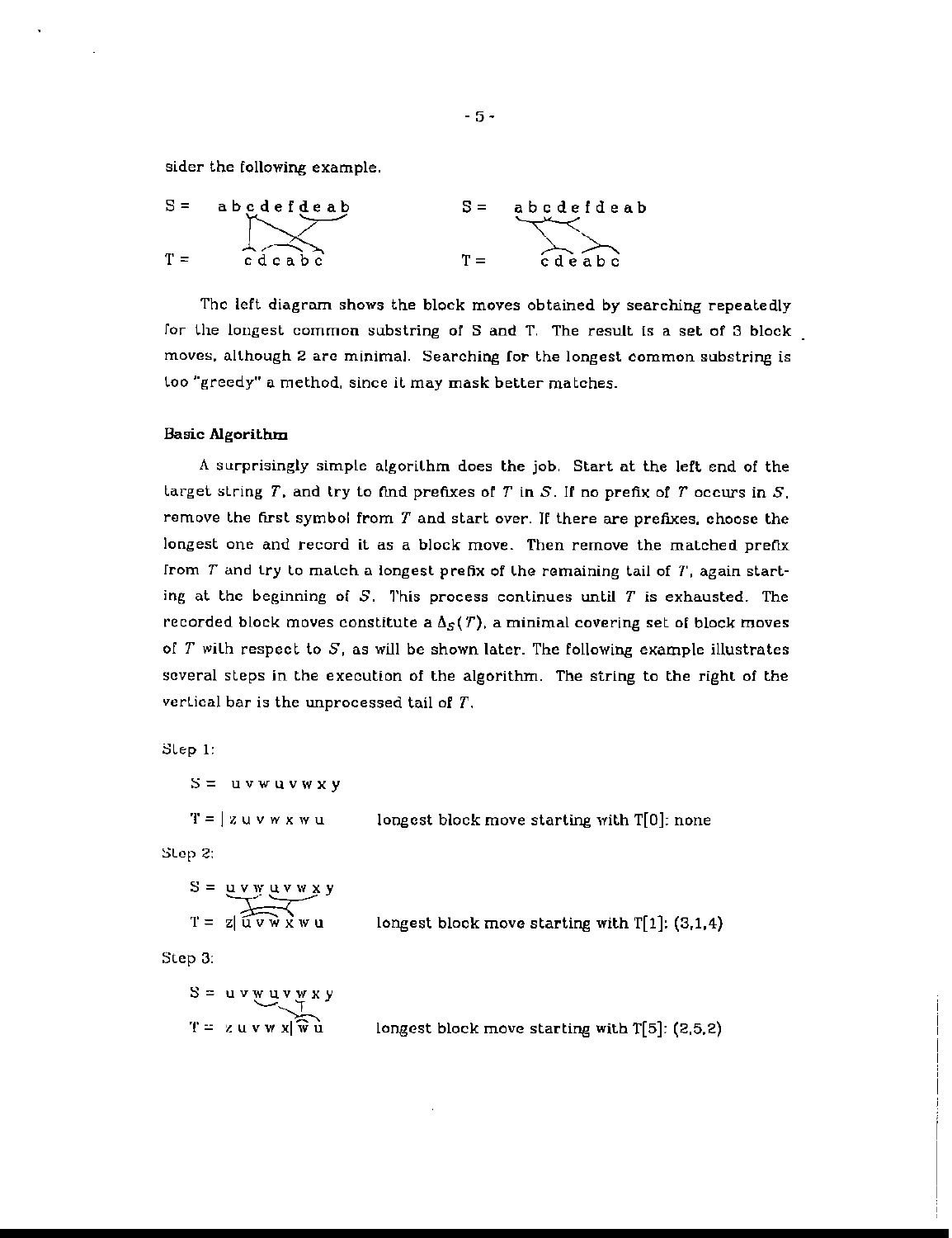sider the following example.

```
S =   a b c d e f d e a b          S =   a b c d e f d e a b

T =     c d c a b c                T =     c d e a b c
```

The left diagram shows the block moves obtained by searching repeatedly for the longest common substring of S and T. The result is a set of 3 block moves, although 2 are minimal. Searching for the longest common substring is too "greedy" a method, since it may mask better matches.

**Basic Algorithm**

A surprisingly simple algorithm does the job. Start at the left end of the target string $T$, and try to find prefixes of $T$ in $S$. If no prefix of $T$ occurs in $S$, remove the first symbol from $T$ and start over. If there are prefixes, choose the longest one and record it as a block move. Then remove the matched prefix from $T$ and try to match a longest prefix of the remaining tail of $T$, again starting at the beginning of $S$. This process continues until $T$ is exhausted. The recorded block moves constitute a $\Delta_S(T)$, a minimal covering set of block moves of $T$ with respect to $S$, as will be shown later. The following example illustrates several steps in the execution of the algorithm. The string to the right of the vertical bar is the unprocessed tail of $T$.

Step 1:

```
S =  u v w u v w x y
T = | z u v w x w u        longest block move starting with T[0]: none
```

Step 2:

```
S =  u v w u v w x y
T = z| u v w x w u         longest block move starting with T[1]: (3,1,4)
```

Step 3:

```
S =  u v w u v w x y
T = z u v w x| w u         longest block move starting with T[5]: (2,5,2)
```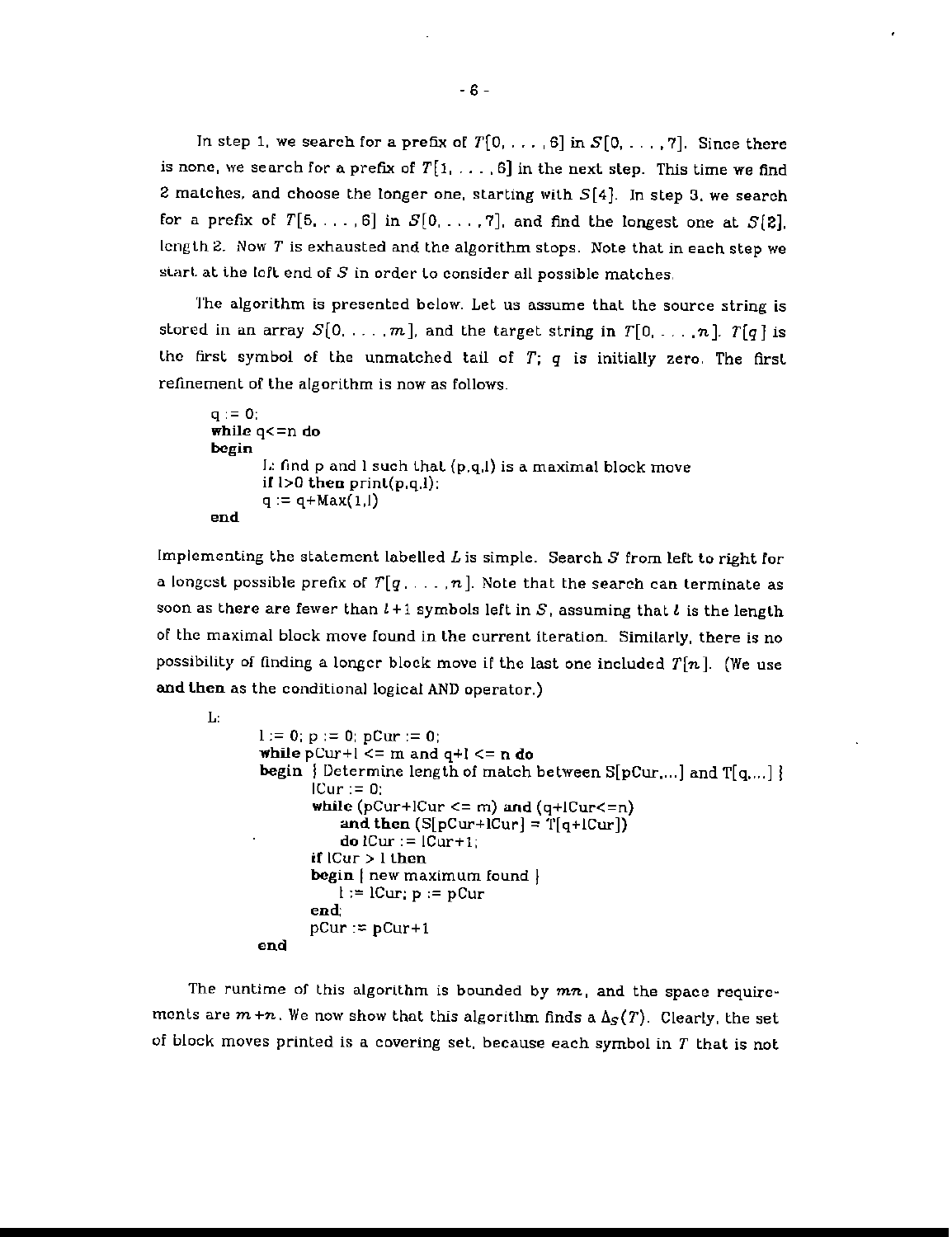In step 1, we search for a prefix of $T[0, \ldots, 6]$ in $S[0, \ldots, 7]$. Since there is none, we search for a prefix of $T[1, \ldots, 6]$ in the next step. This time we find 2 matches, and choose the longer one, starting with $S[4]$. In step 3, we search for a prefix of $T[5, \ldots, 6]$ in $S[0, \ldots, 7]$, and find the longest one at $S[2]$, length 2. Now $T$ is exhausted and the algorithm stops. Note that in each step we start at the left end of $S$ in order to consider all possible matches.

The algorithm is presented below. Let us assume that the source string is stored in an array $S[0, \ldots, m]$, and the target string in $T[0, \ldots, n]$. $T[q]$ is the first symbol of the unmatched tail of $T$; $q$ is initially zero. The first refinement of the algorithm is now as follows.

```
q := 0;
while q<=n do
begin
      L: find p and l such that (p,q,l) is a maximal block move
      if l>0 then print(p,q,l);
      q := q+Max(1,l)
end
```

Implementing the statement labelled $L$ is simple. Search $S$ from left to right for a longest possible prefix of $T[q, \ldots, n]$. Note that the search can terminate as soon as there are fewer than $l+1$ symbols left in $S$, assuming that $l$ is the length of the maximal block move found in the current iteration. Similarly, there is no possibility of finding a longer block move if the last one included $T[n]$. (We use **and then** as the conditional logical AND operator.)

```
L:
      l := 0; p := 0; pCur := 0;
      while pCur+l <= m and q+l <= n do
      begin { Determine length of match between S[pCur,...] and T[q,...] }
            lCur := 0;
            while (pCur+lCur <= m) and (q+lCur<=n)
                and then (S[pCur+lCur] = T[q+lCur])
                do lCur := lCur+1;
            if lCur > l then
            begin { new maximum found }
                l := lCur; p := pCur
            end;
            pCur := pCur+1
      end
```

The runtime of this algorithm is bounded by $mn$, and the space requirements are $m+n$. We now show that this algorithm finds a $\Delta_S(T)$. Clearly, the set of block moves printed is a covering set, because each symbol in $T$ that is not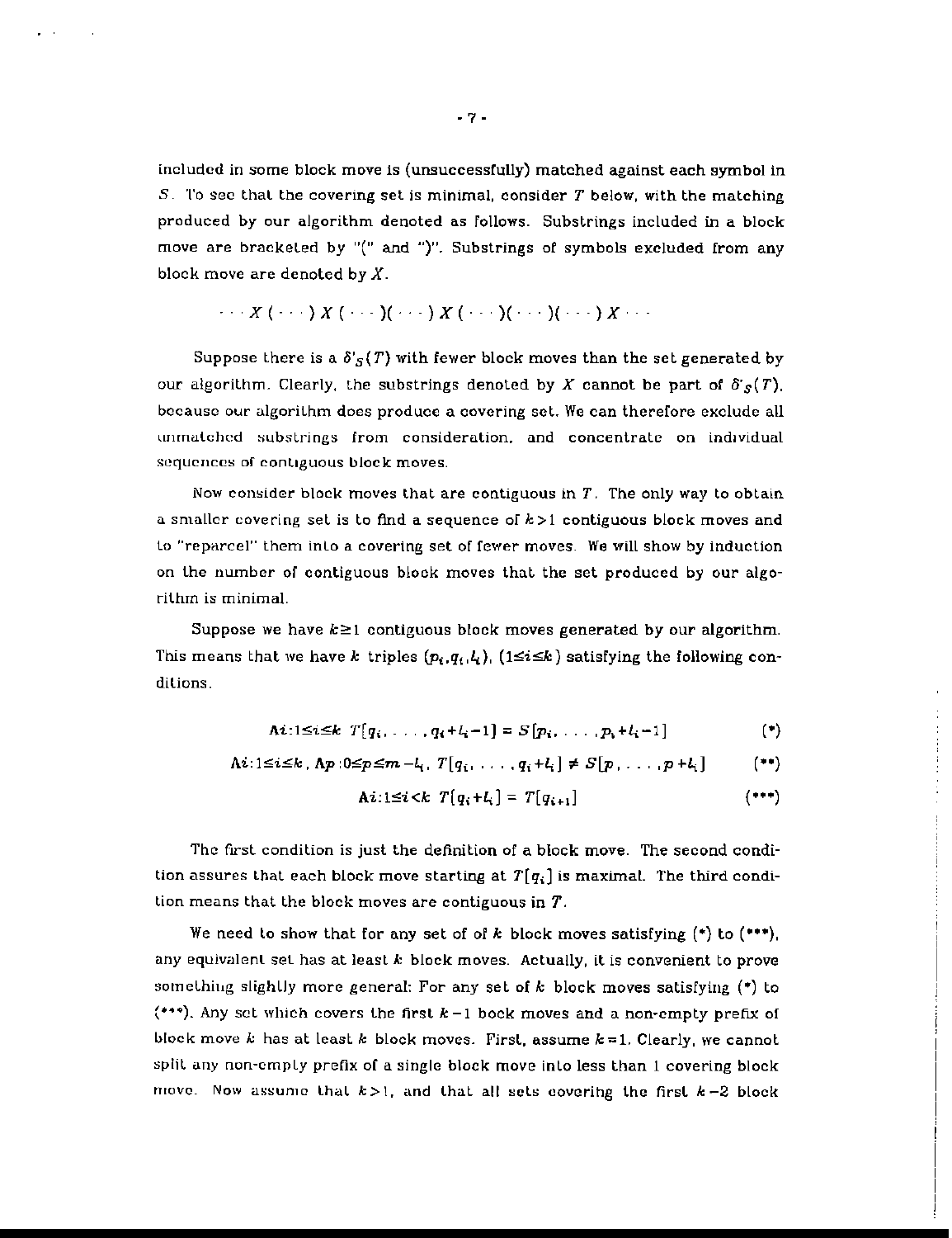included in some block move is (unsuccessfully) matched against each symbol in $S$. To see that the covering set is minimal, consider $T$ below, with the matching produced by our algorithm denoted as follows. Substrings included in a block move are bracketed by "(" and ")". Substrings of symbols excluded from any block move are denoted by $X$.

$$\cdots X(\cdots)X(\cdots)(\cdots)X(\cdots)(\cdots)(\cdots)X\cdots$$

Suppose there is a $\delta'_S(T)$ with fewer block moves than the set generated by our algorithm. Clearly, the substrings denoted by $X$ cannot be part of $\delta'_S(T)$, because our algorithm does produce a covering set. We can therefore exclude all unmatched substrings from consideration, and concentrate on individual sequences of contiguous block moves.

Now consider block moves that are contiguous in $T$. The only way to obtain a smaller covering set is to find a sequence of $k>1$ contiguous block moves and to "reparcel" them into a covering set of fewer moves. We will show by induction on the number of contiguous block moves that the set produced by our algorithm is minimal.

Suppose we have $k \geq 1$ contiguous block moves generated by our algorithm. This means that we have $k$ triples $(p_i, q_i, l_i)$, $(1 \leq i \leq k)$ satisfying the following conditions.

$$\mathrm{A}i{:}1 \leq i \leq k \;\; T[q_i, \ldots, q_i+l_i-1] = S[p_i, \ldots, p_i+l_i-1] \qquad (*)$$

$$\mathrm{A}i{:}1 \leq i \leq k,\ \mathrm{A}p{:}0 \leq p \leq m-l_i,\ T[q_i, \ldots, q_i+l_i] \neq S[p, \ldots, p+l_i] \qquad (**)$$

$$\mathrm{A}i{:}1 \leq i < k \;\; T[q_i+l_i] = T[q_{i+1}] \qquad (***)$$

The first condition is just the definition of a block move. The second condition assures that each block move starting at $T[q_i]$ is maximal. The third condition means that the block moves are contiguous in $T$.

We need to show that for any set of of $k$ block moves satisfying (*) to (***), any equivalent set has at least $k$ block moves. Actually, it is convenient to prove something slightly more general: For any set of $k$ block moves satisfying (*) to (***). Any set which covers the first $k-1$ bock moves and a non-empty prefix of block move $k$ has at least $k$ block moves. First, assume $k=1$. Clearly, we cannot split any non-empty prefix of a single block move into less than 1 covering block move. Now assume that $k>1$, and that all sets coverihg the first $k-2$ block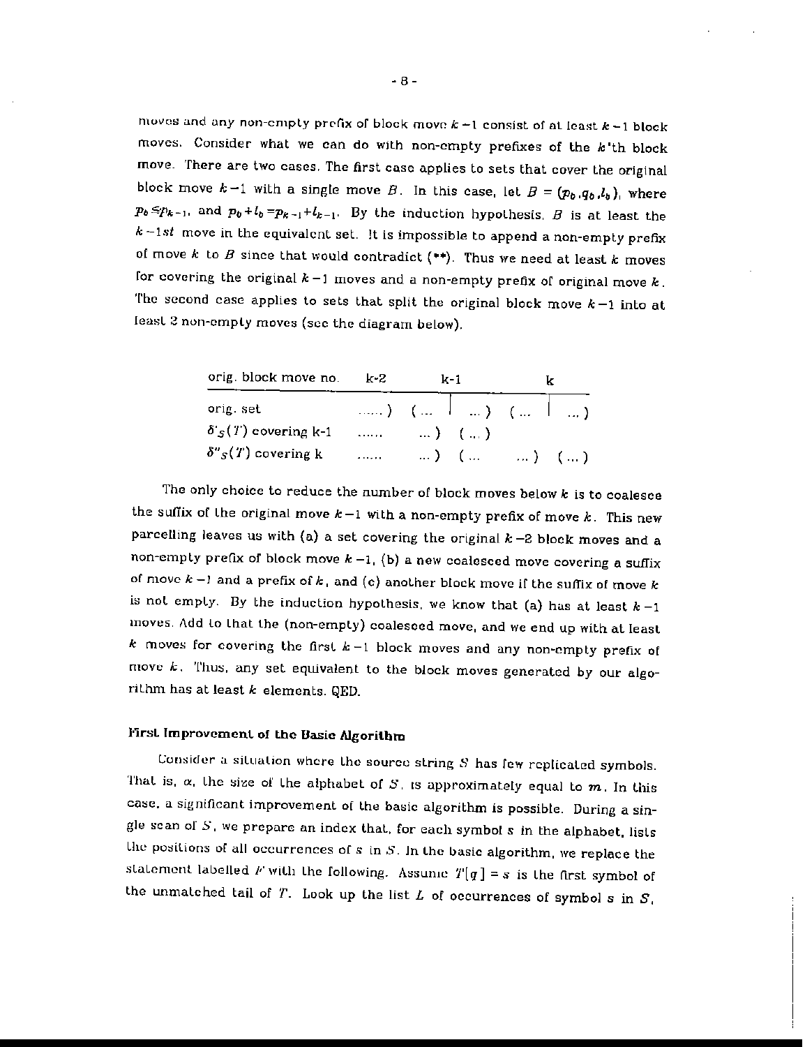moves and any non-empty prefix of block move $k-1$ consist of at least $k-1$ block moves. Consider what we can do with non-empty prefixes of the $k$'th block move. There are two cases. The first case applies to sets that cover the original block move $k-1$ with a single move $B$. In this case, let $B = (p_b, q_b, l_b)$, where $p_b \leq p_{k-1}$, and $p_b + l_b = p_{k-1} + l_{k-1}$. By the induction hypothesis, $B$ is at least the $k-1st$ move in the equivalent set. It is impossible to append a non-empty prefix of move $k$ to $B$ since that would contradict (**). Thus we need at least $k$ moves for covering the original $k-1$ moves and a non-empty prefix of original move $k$. The second case applies to sets that split the original block move $k-1$ into at least 2 non-empty moves (see the diagram below).

| orig. block move no. | k-2 | k-1 | k |
|---|---|---|---|
| orig. set | ......) | ( ... \| ... ) | ( ... \| ... ) |
| $\delta'_S(T)$ covering k-1 | ...... | ... ) ( ... ) | |
| $\delta''_S(T)$ covering k | ...... | ... ) ( ... | ... ) ( ... ) |

The only choice to reduce the number of block moves below $k$ is to coalesce the suffix of the original move $k-1$ with a non-empty prefix of move $k$. This new parcelling leaves us with (a) a set covering the original $k-2$ block moves and a non-empty prefix of block move $k-1$, (b) a new coalesced move covering a suffix of move $k-1$ and a prefix of $k$, and (c) another block move if the suffix of move $k$ is not empty. By the induction hypothesis, we know that (a) has at least $k-1$ moves. Add to that the (non-empty) coalesced move, and we end up with at least $k$ moves for covering the first $k-1$ block moves and any non-empty prefix of move $k$. Thus, any set equivalent to the block moves generated by our algorithm has at least $k$ elements. QED.

## First Improvement of the Basic Algorithm

Consider a situation where the source string $S$ has few replicated symbols. That is, $\alpha$, the size of the alphabet of $S$, is approximately equal to $m$. In this case, a significant improvement of the basic algorithm is possible. During a single scan of $S$, we prepare an index that, for each symbol $s$ in the alphabet, lists the positions of all occurrences of $s$ in $S$. In the basic algorithm, we replace the statement labelled $F$ with the following. Assume $T[q] = s$ is the first symbol of the unmatched tail of $T$. Look up the list $L$ of occurrences of symbol $s$ in $S$,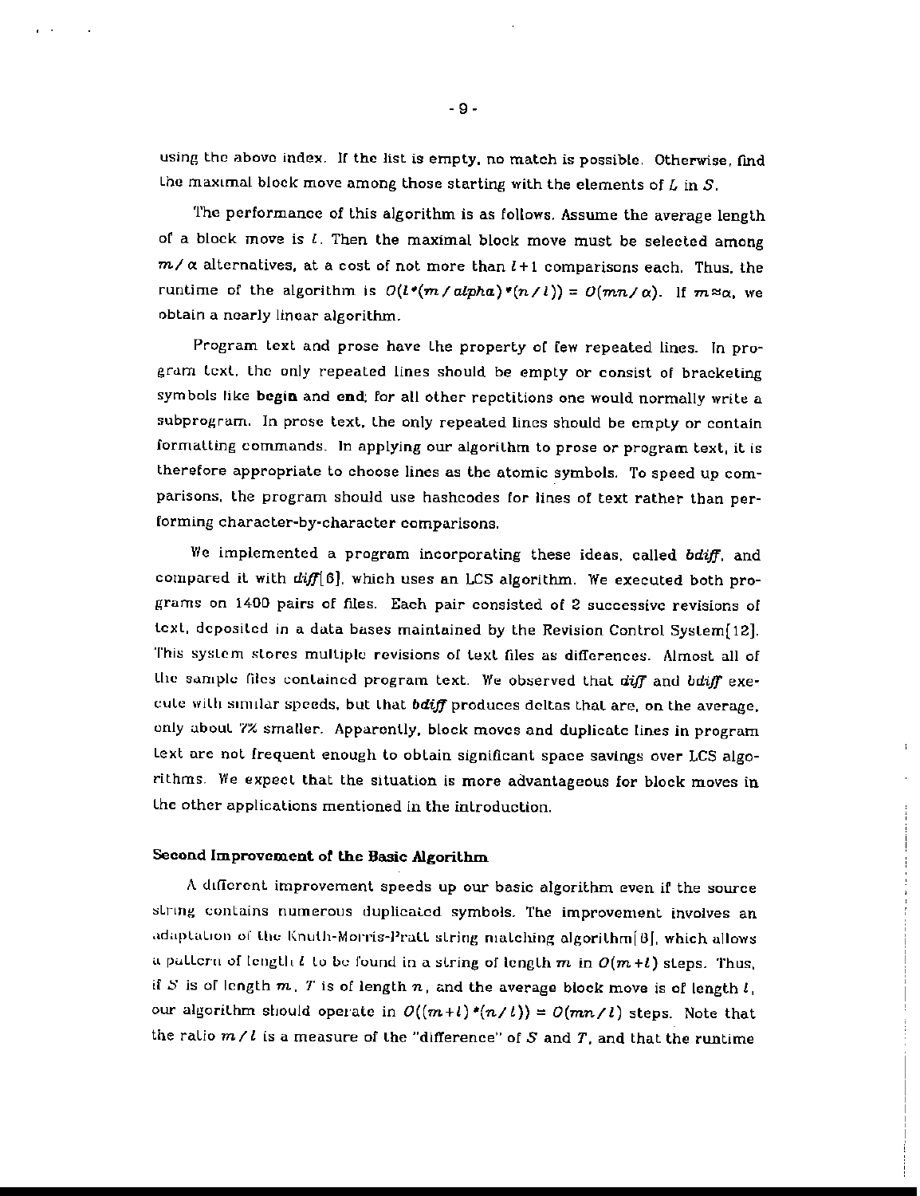using the above index. If the list is empty, no match is possible. Otherwise, find the maximal block move among those starting with the elements of $L$ in $S$.

The performance of this algorithm is as follows. Assume the average length of a block move is $l$. Then the maximal block move must be selected among $m/\alpha$ alternatives, at a cost of not more than $l+1$ comparisons each. Thus, the runtime of the algorithm is $O(l*(m/alpha)*(n/l)) = O(mn/\alpha)$. If $m \approx \alpha$, we obtain a nearly linear algorithm.

Program text and prose have the property of few repeated lines. In program text, the only repeated lines should be empty or consist of bracketing symbols like **begin** and **end**; for all other repetitions one would normally write a subprogram. In prose text, the only repeated lines should be empty or contain formatting commands. In applying our algorithm to prose or program text, it is therefore appropriate to choose lines as the atomic symbols. To speed up comparisons, the program should use hashcodes for lines of text rather than performing character-by-character comparisons.

We implemented a program incorporating these ideas, called *bdiff*, and compared it with *diff*[6], which uses an LCS algorithm. We executed both programs on 1400 pairs of files. Each pair consisted of 2 successive revisions of text, deposited in a data bases maintained by the Revision Control System[12]. This system stores multiple revisions of text files as differences. Almost all of the sample files contained program text. We observed that *diff* and *bdiff* execute with similar speeds, but that *bdiff* produces deltas that are, on the average, only about 7% smaller. Apparently, block moves and duplicate lines in program text are not frequent enough to obtain significant space savings over LCS algorithms. We expect that the situation is more advantageous for block moves in the other applications mentioned in the introduction.

### Second Improvement of the Basic Algorithm

A different improvement speeds up our basic algorithm even if the source string contains numerous duplicated symbols. The improvement involves an adaptation of the Knuth-Morris-Pratt string matching algorithm[8], which allows a pattern of length $l$ to be found in a string of length $m$ in $O(m+l)$ steps. Thus, if $S$ is of length $m$, $T$ is of length $n$, and the average block move is of length $l$, our algorithm should operate in $O((m+l)*(n/l)) = O(mn/l)$ steps. Note that the ratio $m/l$ is a measure of the "difference" of $S$ and $T$, and that the runtime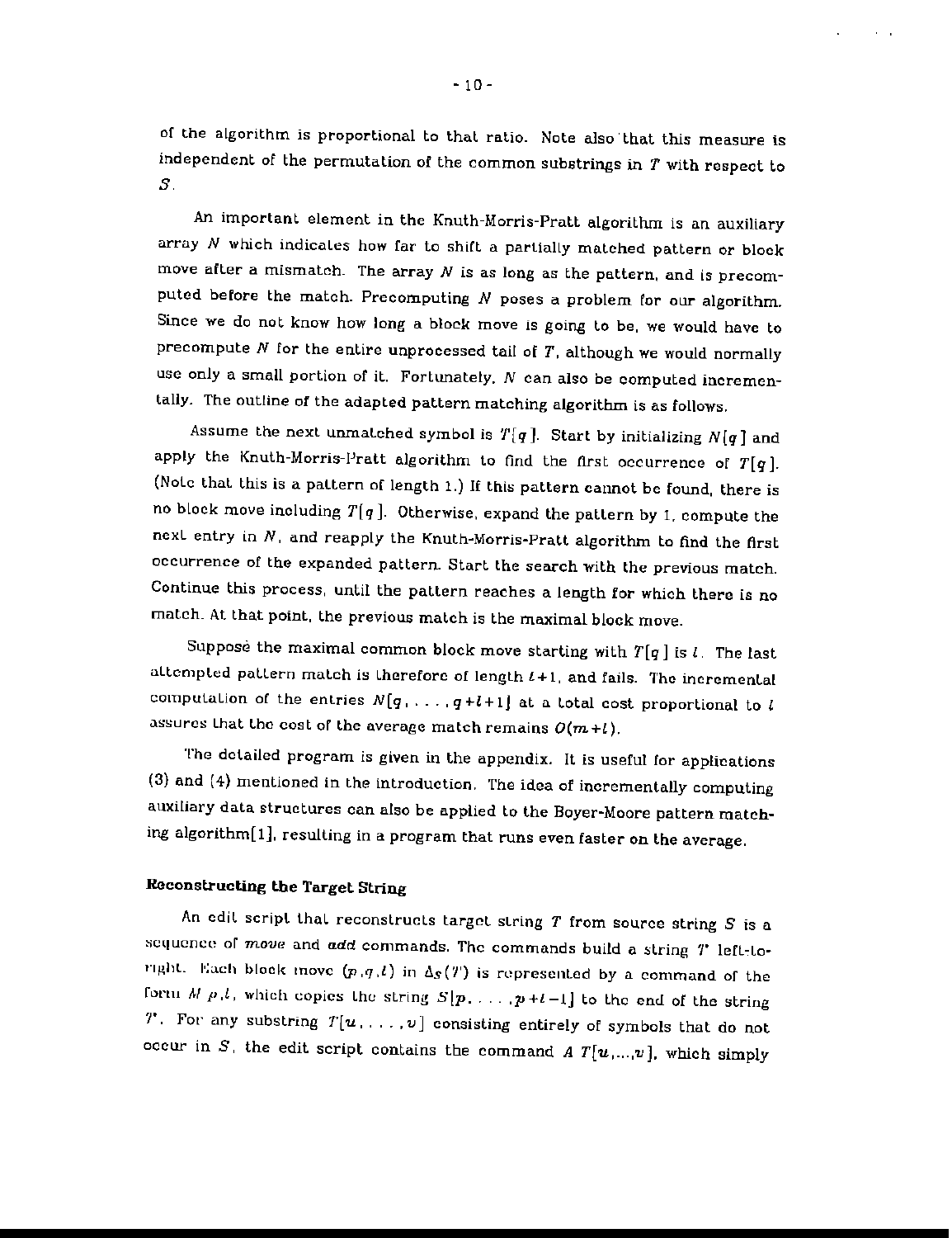of the algorithm is proportional to that ratio. Note also that this measure is independent of the permutation of the common substrings in $T$ with respect to $S$.

An important element in the Knuth-Morris-Pratt algorithm is an auxiliary array $N$ which indicates how far to shift a partially matched pattern or block move after a mismatch. The array $N$ is as long as the pattern, and is precomputed before the match. Precomputing $N$ poses a problem for our algorithm. Since we do not know how long a block move is going to be, we would have to precompute $N$ for the entire unprocessed tail of $T$, although we would normally use only a small portion of it. Fortunately, $N$ can also be computed incrementally. The outline of the adapted pattern matching algorithm is as follows.

Assume the next unmatched symbol is $T[q]$. Start by initializing $N[q]$ and apply the Knuth-Morris-Pratt algorithm to find the first occurrence of $T[q]$. (Note that this is a pattern of length 1.) If this pattern cannot be found, there is no block move including $T[q]$. Otherwise, expand the pattern by 1, compute the next entry in $N$, and reapply the Knuth-Morris-Pratt algorithm to find the first occurrence of the expanded pattern. Start the search with the previous match. Continue this process, until the pattern reaches a length for which there is no match. At that point, the previous match is the maximal block move.

Suppose the maximal common block move starting with $T[q]$ is $l$. The last attempted pattern match is therefore of length $l+1$, and fails. The incremental computation of the entries $N[q, \ldots, q+l+1]$ at a total cost proportional to $l$ assures that the cost of the average match remains $O(m+l)$.

The detailed program is given in the appendix. It is useful for applications (3) and (4) mentioned in the introduction. The idea of incrementally computing auxiliary data structures can also be applied to the Boyer-Moore pattern matching algorithm[1], resulting in a program that runs even faster on the average.

## Reconstructing the Target String

An edit script that reconstructs target string $T$ from source string $S$ is a sequence of *move* and *add* commands. The commands build a string $T'$ left-to-right. Each block move $(p, q, l)$ in $\Delta_S(T)$ is represented by a command of the form $M\ p,l$, which copies the string $S[p, \ldots, p+l-1]$ to the end of the string $T'$. For any substring $T[u, \ldots, v]$ consisting entirely of symbols that do not occur in $S$, the edit script contains the command $A\ T[u,...,v]$, which simply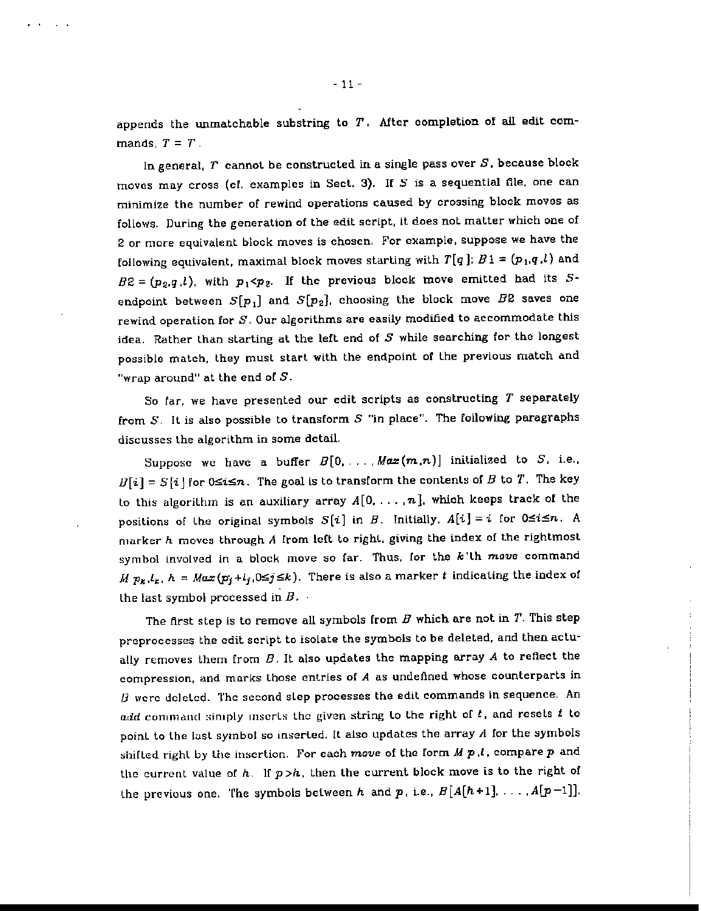appends the unmatchable substring to $T$. After completion of all edit commands, $T = T$.

In general, $T$ cannot be constructed in a single pass over $S$, because block moves may cross (cf. examples in Sect. 3). If $S$ is a sequential file, one can minimize the number of rewind operations caused by crossing block moves as follows. During the generation of the edit script, it does not matter which one of 2 or more equivalent block moves is chosen. For example, suppose we have the following equivalent, maximal block moves starting with $T[q]$: $B1 = (p_1, q, l)$ and $B2 = (p_2, q, l)$, with $p_1 < p_2$. If the previous block move emitted had its $S$-endpoint between $S[p_1]$ and $S[p_2]$, choosing the block move $B2$ saves one rewind operation for $S$. Our algorithms are easily modified to accommodate this idea. Rather than starting at the left end of $S$ while searching for the longest possible match, they must start with the endpoint of the previous match and "wrap around" at the end of $S$.

So far, we have presented our edit scripts as constructing $T$ separately from $S$. It is also possible to transform $S$ "in place". The following paragraphs discusses the algorithm in some detail.

Suppose we have a buffer $B[0, \ldots, Max(m,n)]$ initialized to $S$, i.e., $B[i] = S[i]$ for $0 \le i \le n$. The goal is to transform the contents of $B$ to $T$. The key to this algorithm is an auxiliary array $A[0, \ldots, n]$, which keeps track of the positions of the original symbols $S[i]$ in $B$. Initially, $A[i] = i$ for $0 \le i \le n$. A marker $h$ moves through $A$ from left to right, giving the index of the rightmost symbol involved in a block move so far. Thus, for the $k$'th *move* command $M\ p_k, l_k$, $h = Max(p_j + l_j, 0 \le j \le k)$. There is also a marker $t$ indicating the index of the last symbol processed in $B$.

The first step is to remove all symbols from $B$ which are not in $T$. This step preprocesses the edit script to isolate the symbols to be deleted, and then actually removes them from $B$. It also updates the mapping array $A$ to reflect the compression, and marks those entries of $A$ as undefined whose counterparts in $B$ were deleted. The second step processes the edit commands in sequence. An *add* command simply inserts the given string to the right of $t$, and resets $t$ to point to the last symbol so inserted. It also updates the array $A$ for the symbols shifted right by the insertion. For each *move* of the form $M\ p, l$, compare $p$ and the current value of $h$. If $p > h$, then the current block move is to the right of the previous one. The symbols between $h$ and $p$, i.e., $B[A[h+1], \ldots, A[p-1]]$,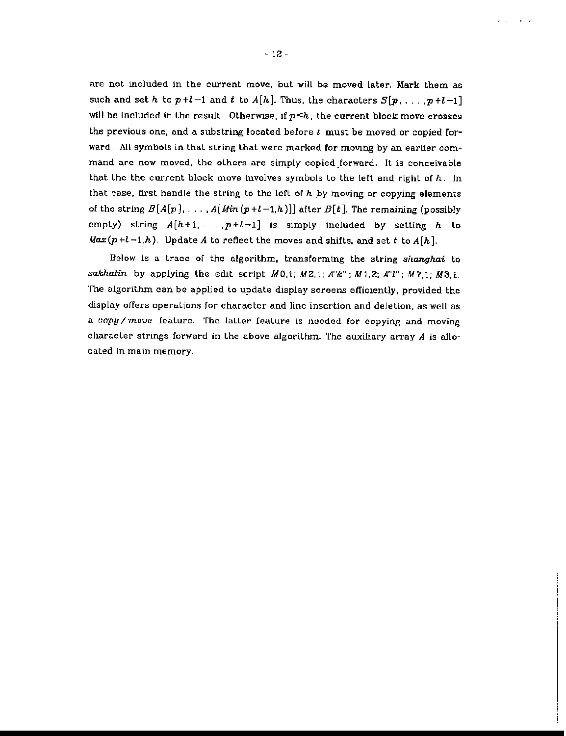are not included in the current move, but will be moved later. Mark them as such and set $h$ to $p+l-1$ and $t$ to $A[h]$. Thus, the characters $S[p, \ldots, p+l-1]$ will be included in the result. Otherwise, if $p \leq h$, the current block move crosses the previous one, and a substring located before $t$ must be moved or copied forward. All symbols in that string that were marked for moving by an earlier command are now moved, the others are simply copied forward. It is conceivable that the the current block move involves symbols to the left and right of $h$. In that case, first handle the string to the left of $h$ by moving or copying elements of the string $B[A[p], \ldots, A[Min(p+l-1,h)]]$ after $B[t]$. The remaining (possibly empty) string $A[h+1, \ldots, p+l-1]$ is simply included by setting $h$ to $Max(p+l-1,h)$. Update $A$ to reflect the moves and shifts, and set $t$ to $A[h]$.

Below is a trace of the algorithm, transforming the string *shanghai* to *sakhalin* by applying the edit script $M0,1$; $M2,1$; $A$"*k*"; $M1,2$; $A$"*l*"; $M7,1$; $M3,1$. The algorithm can be applied to update display screens efficiently, provided the display offers operations for character and line insertion and deletion, as well as a *copy/move* feature. The latter feature is needed for copying and moving character strings forward in the above algorithm. The auxiliary array $A$ is allocated in main memory.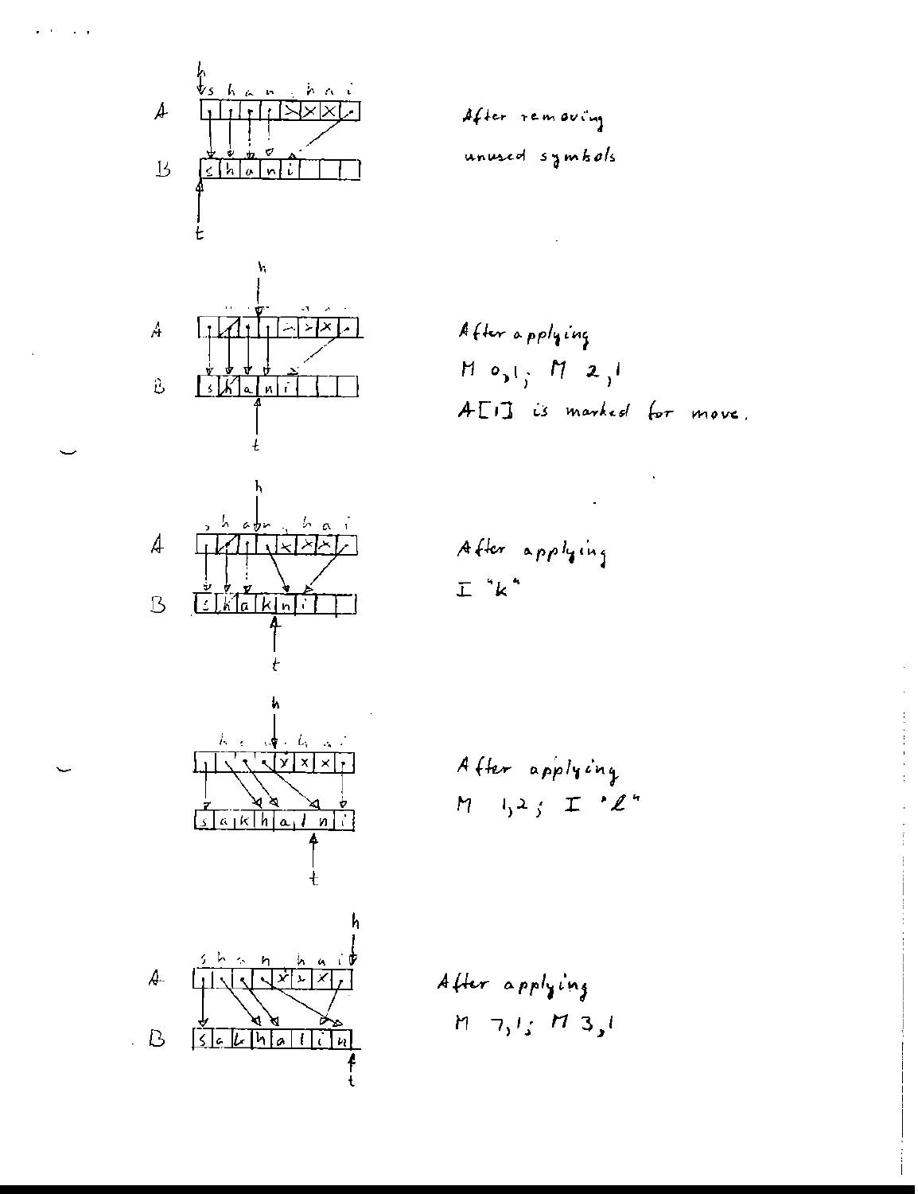After removing unused symbols

After applying
M 0,1; M 2,1
A[1] is marked for move.

After applying
I "k"

After applying
M 1,2; I "l"

After applying
M 7,1; M 3,1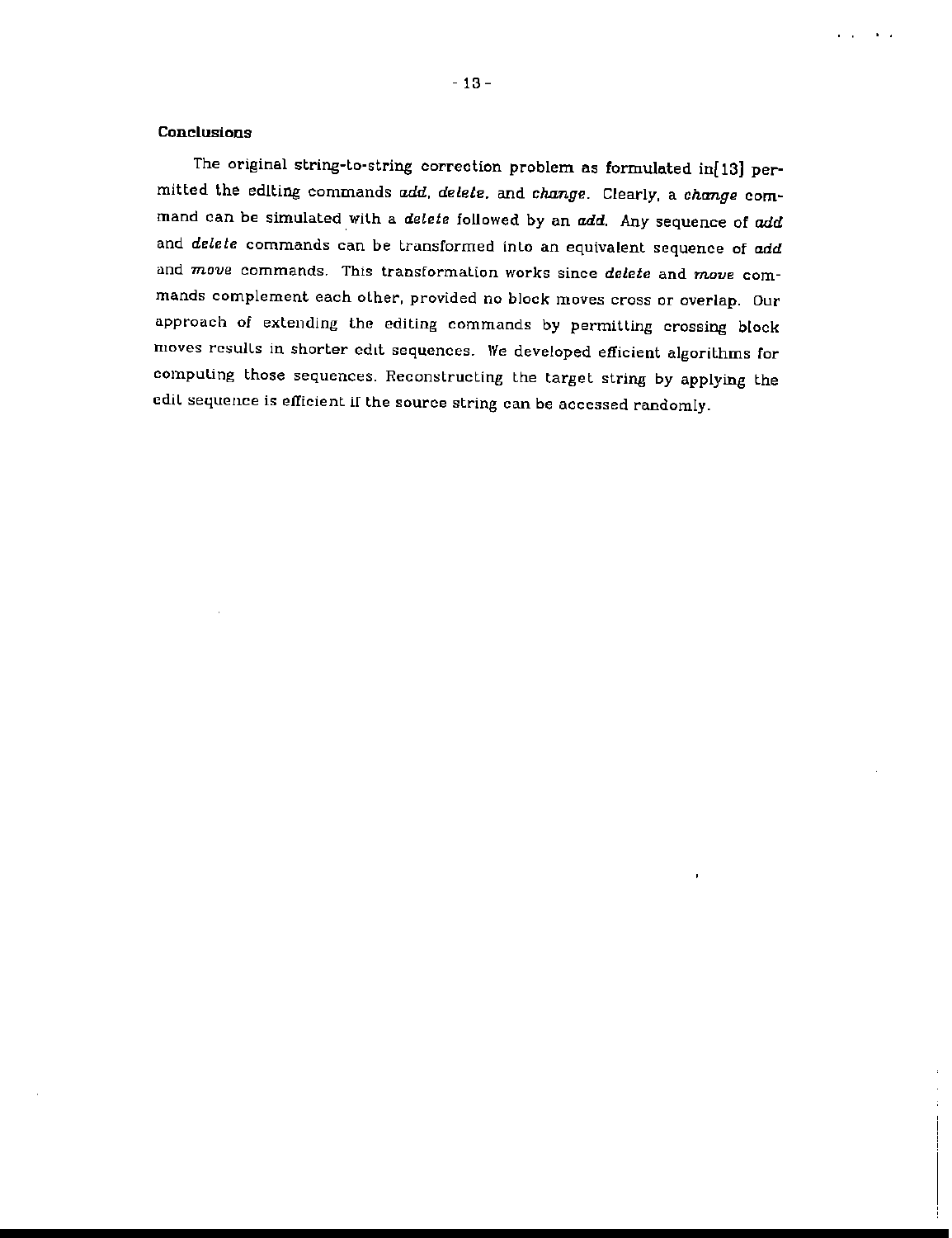## Conclusions

The original string-to-string correction problem as formulated in[13] permitted the editing commands *add*, *delete*, and *change*. Clearly, a *change* command can be simulated with a *delete* followed by an *add*. Any sequence of *add* and *delete* commands can be transformed into an equivalent sequence of *add* and *move* commands. This transformation works since *delete* and *move* commands complement each other, provided no block moves cross or overlap. Our approach of extending the editing commands by permitting crossing block moves results in shorter edit sequences. We developed efficient algorithms for computing those sequences. Reconstructing the target string by applying the edit sequence is efficient if the source string can be accessed randomly.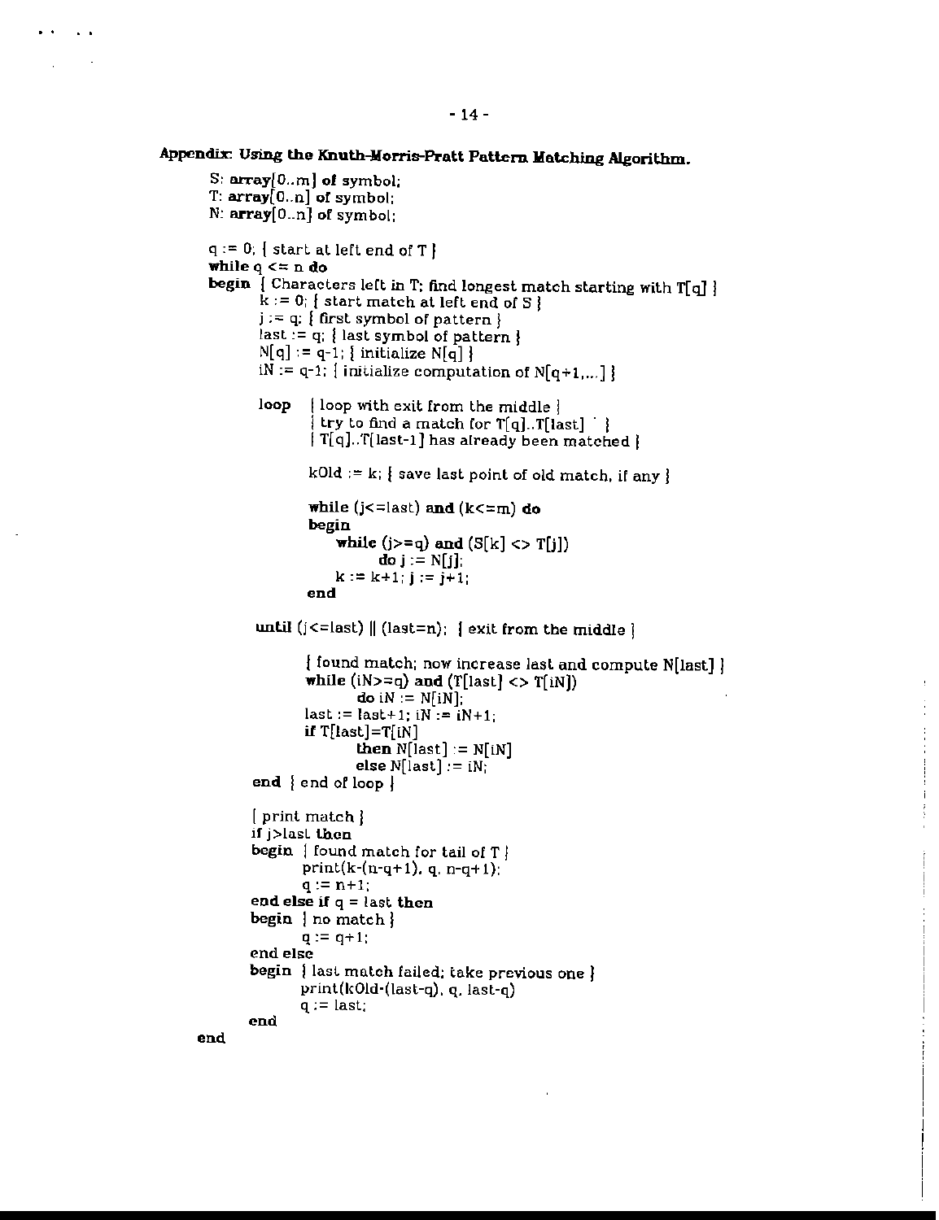**Appendix: Using the Knuth-Morris-Pratt Pattern Matching Algorithm.**

```
S: array[0..m] of symbol;
T: array[0..n] of symbol;
N: array[0..n] of symbol;

q := 0; { start at left end of T }
while q <= n do
begin { Characters left in T; find longest match starting with T[q] }
       k := 0; { start match at left end of S }
       j := q; { first symbol of pattern }
       last := q; { last symbol of pattern }
       N[q] := q-1; { initialize N[q] }
       iN := q-1; { initialize computation of N[q+1,...] }

       loop    { loop with exit from the middle }
               { try to find a match for T[q]..T[last]  }
               { T[q]..T[last-1] has already been matched }

               kOld := k; { save last point of old match, if any }

               while (j<=last) and (k<=m) do
               begin
                   while (j>=q) and (S[k] <> T[j])
                         do j := N[j];
                   k := k+1; j := j+1;
               end

       until (j<=last) || (last=n);  { exit from the middle }

               { found match; now increase last and compute N[last] }
               while (iN>=q) and (T[last] <> T[iN])
                     do iN := N[iN];
               last := last+1; iN := iN+1;
               if T[last]=T[iN]
                     then N[last] := N[iN]
                     else N[last] := iN;
       end { end of loop }

       { print match }
       if j>last then
       begin  { found match for tail of T }
              print(k-(n-q+1), q, n-q+1);
              q := n+1;
       end else if q = last then
       begin  { no match }
              q := q+1;
       end else
       begin  { last match failed; take previous one }
              print(kOld-(last-q), q, last-q)
              q := last;
       end
end
```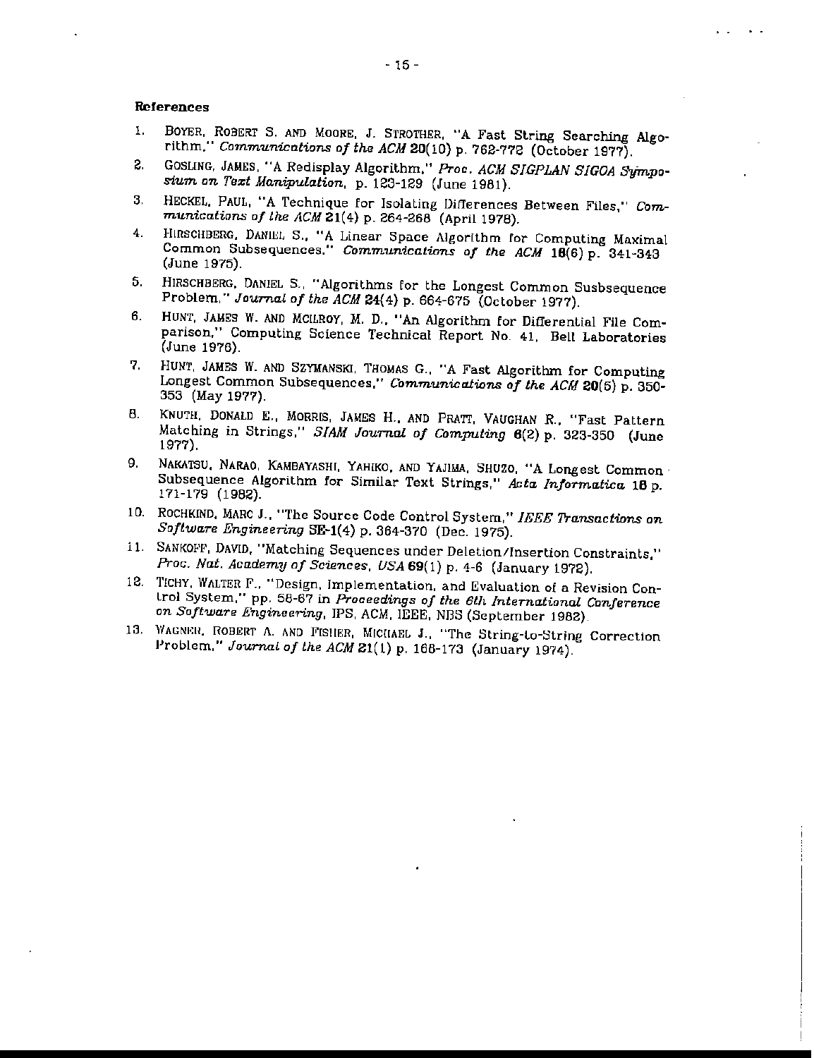**References**

1. Boyer, Robert S. and Moore, J. Strother, "A Fast String Searching Algorithm," *Communications of the ACM* **20**(10) p. 762-772 (October 1977).
2. Gosling, James, "A Redisplay Algorithm," *Proc. ACM SIGPLAN SIGOA Symposium on Text Manipulation*, p. 123-129 (June 1981).
3. Heckel, Paul, "A Technique for Isolating Differences Between Files," *Communications of the ACM* **21**(4) p. 264-268 (April 1978).
4. Hirschberg, Daniel S., "A Linear Space Algorithm for Computing Maximal Common Subsequences," *Communications of the ACM* **18**(6) p. 341-343 (June 1975).
5. Hirschberg, Daniel S., "Algorithms for the Longest Common Susbsequence Problem," *Journal of the ACM* **24**(4) p. 664-675 (October 1977).
6. Hunt, James W. and McIlroy, M. D., "An Algorithm for Differential File Comparison," Computing Science Technical Report No. 41, Bell Laboratories (June 1976).
7. Hunt, James W. and Szymanski, Thomas G., "A Fast Algorithm for Computing Longest Common Subsequences," *Communications of the ACM* **20**(5) p. 350-353 (May 1977).
8. Knuth, Donald E., Morris, James H., and Pratt, Vaughan R., "Fast Pattern Matching in Strings," *SIAM Journal of Computing* **6**(2) p. 323-350 (June 1977).
9. Nakatsu, Narao, Kambayashi, Yahiko, and Yajima, Shuzo, "A Longest Common Subsequence Algorithm for Similar Text Strings," *Acta Informatica* **18** p. 171-179 (1982).
10. Rochkind, Marc J., "The Source Code Control System," *IEEE Transactions on Software Engineering* **SE-1**(4) p. 364-370 (Dec. 1975).
11. Sankoff, David, "Matching Sequences under Deletion/Insertion Constraints," *Proc. Nat. Academy of Sciences, USA* **69**(1) p. 4-6 (January 1972).
12. Tichy, Walter F., "Design, Implementation, and Evaluation of a Revision Control System," pp. 58-67 in *Proceedings of the 6th International Conference on Software Engineering*, IPS, ACM, IEEE, NBS (September 1982).
13. Wagner, Robert A. and Fisher, Michael J., "The String-to-String Correction Problem," *Journal of the ACM* **21**(1) p. 168-173 (January 1974).